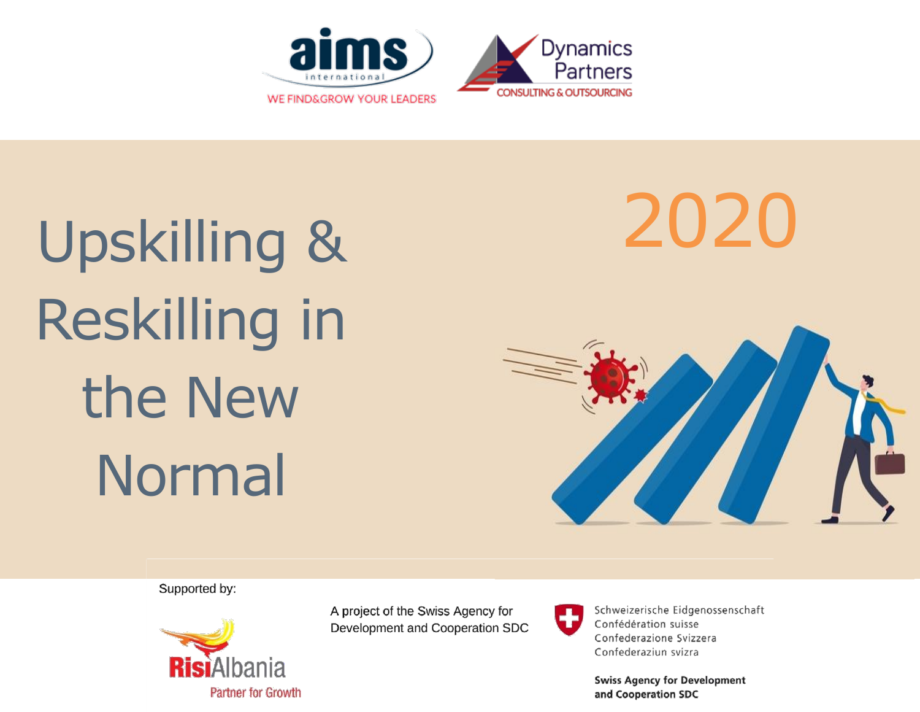aims international

WE FIND&GROW YOUR LEADERS

Dynamics Partners

CONSULTING & OUTSOURCING

# Upskilling & Reskilling in the New Normal

2020

Supported by:

RisiAlbania

Partner for Growth

A project of the Swiss Agency for Development and Cooperation SDC

Schweizerische Eidgenossenschaft
Confédération suisse
Confederazione Svizzera
Confederaziun svizra

**Swiss Agency for Development and Cooperation SDC**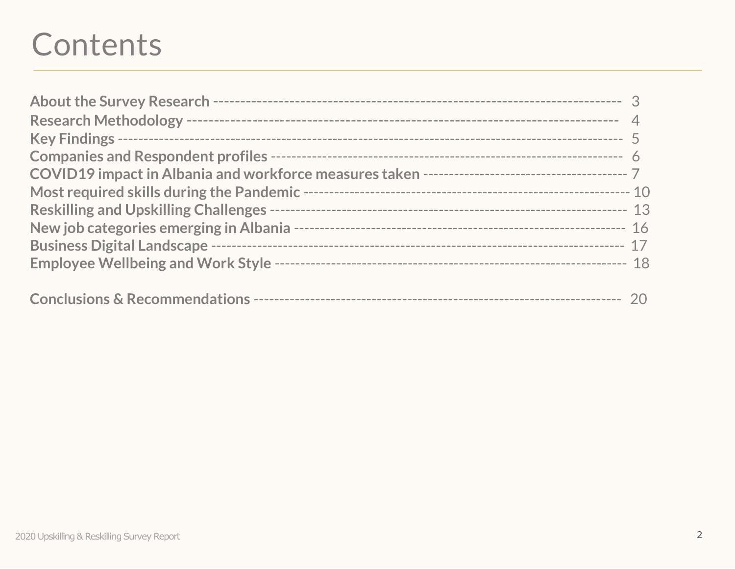# Contents

| Section | Page |
| --- | --- |
| **About the Survey Research** | 3 |
| **Research Methodology** | 4 |
| **Key Findings** | 5 |
| **Companies and Respondent profiles** | 6 |
| **COVID19 impact in Albania and workforce measures taken** | 7 |
| **Most required skills during the Pandemic** | 10 |
| **Reskilling and Upskilling Challenges** | 13 |
| **New job categories emerging in Albania** | 16 |
| **Business Digital Landscape** | 17 |
| **Employee Wellbeing and Work Style** | 18 |
| **Conclusions & Recommendations** | 20 |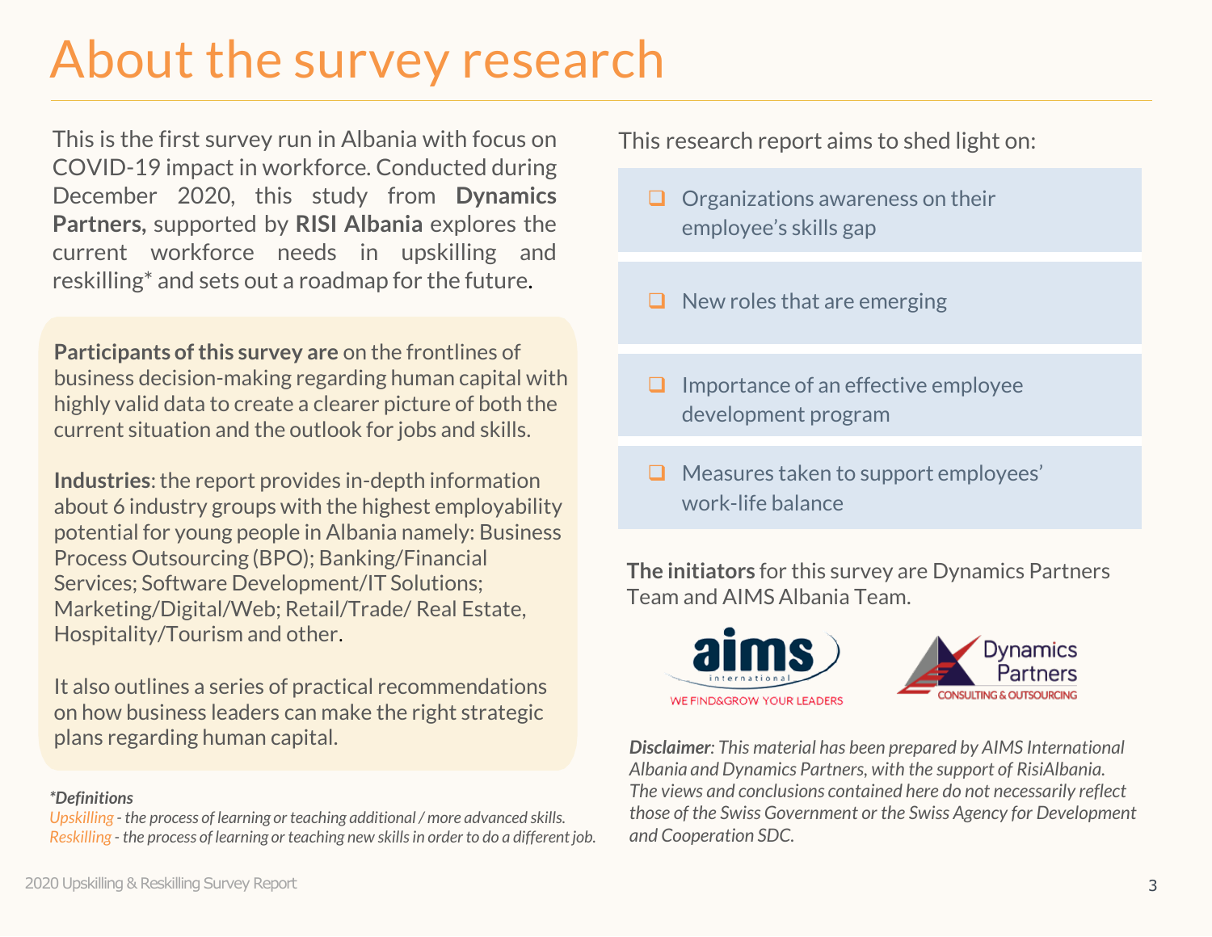# About the survey research

This is the first survey run in Albania with focus on COVID-19 impact in workforce. Conducted during December 2020, this study from **Dynamics Partners,** supported by **RISI Albania** explores the current workforce needs in upskilling and reskilling* and sets out a roadmap for the future.

**Participants of this survey are** on the frontlines of business decision-making regarding human capital with highly valid data to create a clearer picture of both the current situation and the outlook for jobs and skills.

**Industries**: the report provides in-depth information about 6 industry groups with the highest employability potential for young people in Albania namely: Business Process Outsourcing (BPO); Banking/Financial Services; Software Development/IT Solutions; Marketing/Digital/Web; Retail/Trade/ Real Estate, Hospitality/Tourism and other.

It also outlines a series of practical recommendations on how business leaders can make the right strategic plans regarding human capital.

***Definitions***
*Upskilling - the process of learning or teaching additional / more advanced skills.*
*Reskilling - the process of learning or teaching new skills in order to do a different job.*

This research report aims to shed light on:

- Organizations awareness on their employee's skills gap
- New roles that are emerging
- Importance of an effective employee development program
- Measures taken to support employees' work-life balance

**The initiators** for this survey are Dynamics Partners Team and AIMS Albania Team.

aims international — WE FIND&GROW YOUR LEADERS

Dynamics Partners — CONSULTING & OUTSOURCING

***Disclaimer****: This material has been prepared by AIMS International Albania and Dynamics Partners, with the support of RisiAlbania. The views and conclusions contained here do not necessarily reflect those of the Swiss Government or the Swiss Agency for Development and Cooperation SDC.*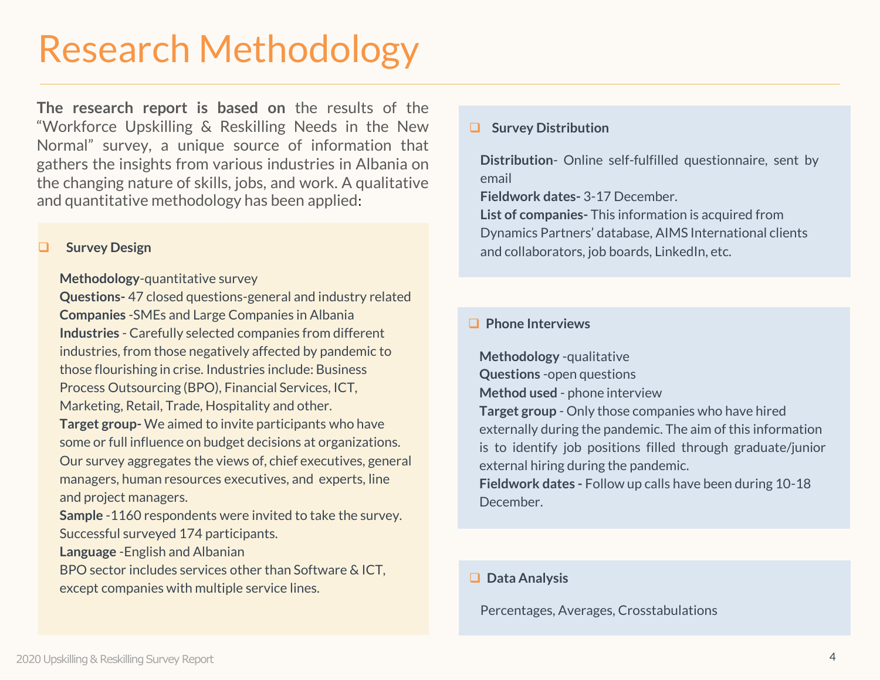# Research Methodology

**The research report is based on** the results of the "Workforce Upskilling & Reskilling Needs in the New Normal" survey, a unique source of information that gathers the insights from various industries in Albania on the changing nature of skills, jobs, and work. A qualitative and quantitative methodology has been applied:

### Survey Design

**Methodology**-quantitative survey
**Questions-** 47 closed questions-general and industry related
**Companies** -SMEs and Large Companies in Albania
**Industries** - Carefully selected companies from different industries, from those negatively affected by pandemic to those flourishing in crise. Industries include: Business Process Outsourcing (BPO), Financial Services, ICT, Marketing, Retail, Trade, Hospitality and other.
**Target group-** We aimed to invite participants who have some or full influence on budget decisions at organizations. Our survey aggregates the views of, chief executives, general managers, human resources executives, and experts, line and project managers.
**Sample** -1160 respondents were invited to take the survey. Successful surveyed 174 participants.
**Language** -English and Albanian
BPO sector includes services other than Software & ICT, except companies with multiple service lines.

### Survey Distribution

**Distribution**- Online self-fulfilled questionnaire, sent by email
**Fieldwork dates-** 3-17 December.
**List of companies-** This information is acquired from Dynamics Partners' database, AIMS International clients and collaborators, job boards, LinkedIn, etc.

### Phone Interviews

**Methodology** -qualitative
**Questions** -open questions
**Method used** - phone interview
**Target group** - Only those companies who have hired externally during the pandemic. The aim of this information is to identify job positions filled through graduate/junior external hiring during the pandemic.
**Fieldwork dates -** Follow up calls have been during 10-18 December.

### Data Analysis

Percentages, Averages, Crosstabulations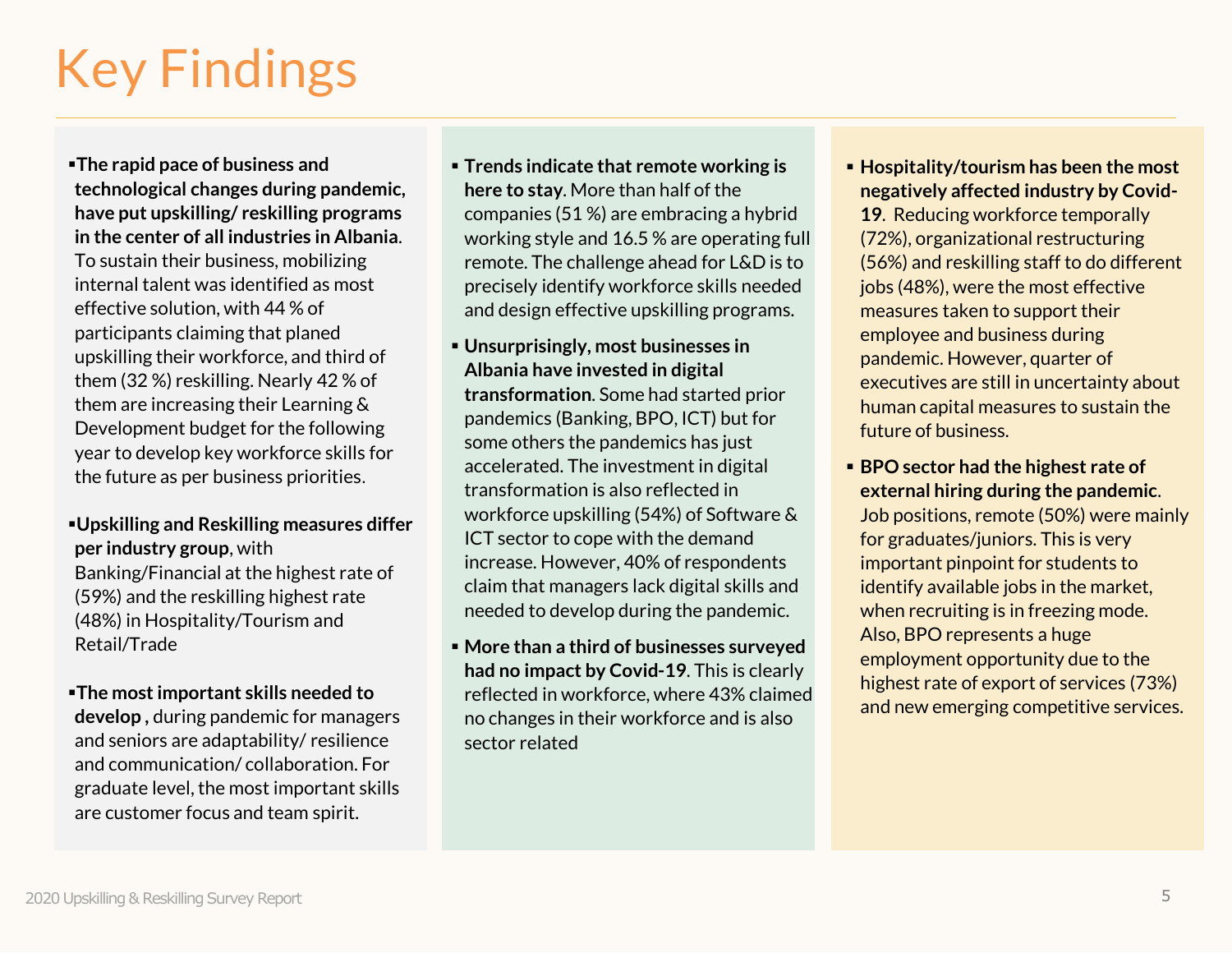# Key Findings

- **The rapid pace of business and technological changes during pandemic, have put upskilling/ reskilling programs in the center of all industries in Albania**. To sustain their business, mobilizing internal talent was identified as most effective solution, with 44 % of participants claiming that planed upskilling their workforce, and third of them (32 %) reskilling. Nearly 42 % of them are increasing their Learning & Development budget for the following year to develop key workforce skills for the future as per business priorities.

- **Upskilling and Reskilling measures differ per industry group**, with Banking/Financial at the highest rate of (59%) and the reskilling highest rate (48%) in Hospitality/Tourism and Retail/Trade

- **The most important skills needed to develop ,** during pandemic for managers and seniors are adaptability/ resilience and communication/ collaboration. For graduate level, the most important skills are customer focus and team spirit.

- **Trends indicate that remote working is here to stay**. More than half of the companies (51 %) are embracing a hybrid working style and 16.5 % are operating full remote. The challenge ahead for L&D is to precisely identify workforce skills needed and design effective upskilling programs.

- **Unsurprisingly, most businesses in Albania have invested in digital transformation**. Some had started prior pandemics (Banking, BPO, ICT) but for some others the pandemics has just accelerated. The investment in digital transformation is also reflected in workforce upskilling (54%) of Software & ICT sector to cope with the demand increase. However, 40% of respondents claim that managers lack digital skills and needed to develop during the pandemic.

- **More than a third of businesses surveyed had no impact by Covid-19**. This is clearly reflected in workforce, where 43% claimed no changes in their workforce and is also sector related

- **Hospitality/tourism has been the most negatively affected industry by Covid-19**. Reducing workforce temporally (72%), organizational restructuring (56%) and reskilling staff to do different jobs (48%), were the most effective measures taken to support their employee and business during pandemic. However, quarter of executives are still in uncertainty about human capital measures to sustain the future of business.

- **BPO sector had the highest rate of external hiring during the pandemic**. Job positions, remote (50%) were mainly for graduates/juniors. This is very important pinpoint for students to identify available jobs in the market, when recruiting is in freezing mode. Also, BPO represents a huge employment opportunity due to the highest rate of export of services (73%) and new emerging competitive services.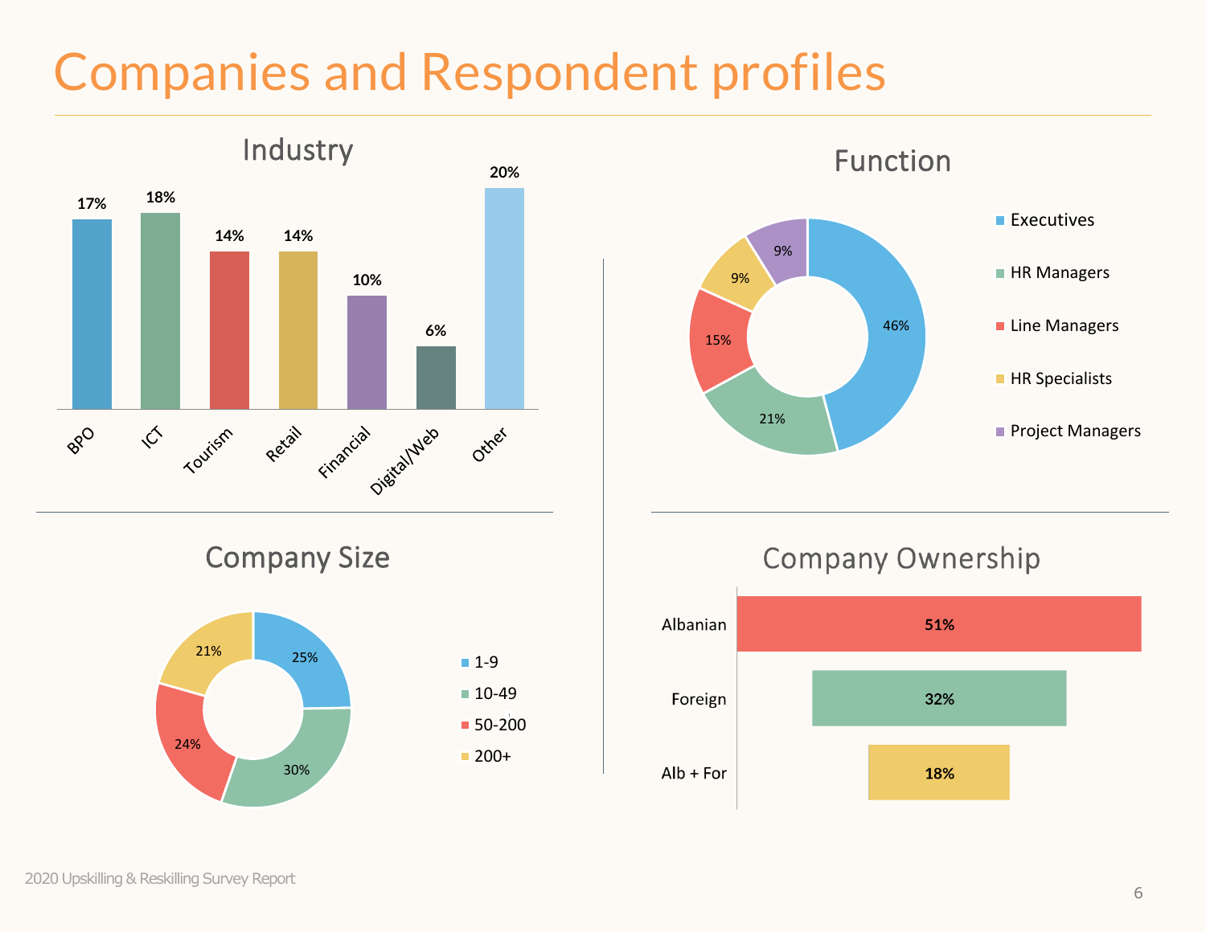# Companies and Respondent profiles

## Industry

| Industry | % |
|---|---|
| BPO | 17% |
| ICT | 18% |
| Tourism | 14% |
| Retail | 14% |
| Financial | 10% |
| Digital/Web | 6% |
| Other | 20% |

## Function

| Function | % |
|---|---|
| Executives | 46% |
| HR Managers | 21% |
| Line Managers | 15% |
| HR Specialists | 9% |
| Project Managers | 9% |

## Company Size

| Company Size | % |
|---|---|
| 1-9 | 25% |
| 10-49 | 30% |
| 50-200 | 24% |
| 200+ | 21% |

## Company Ownership

| Ownership | % |
|---|---|
| Albanian | 51% |
| Foreign | 32% |
| Alb + For | 18% |

2020 Upskilling & Reskilling Survey Report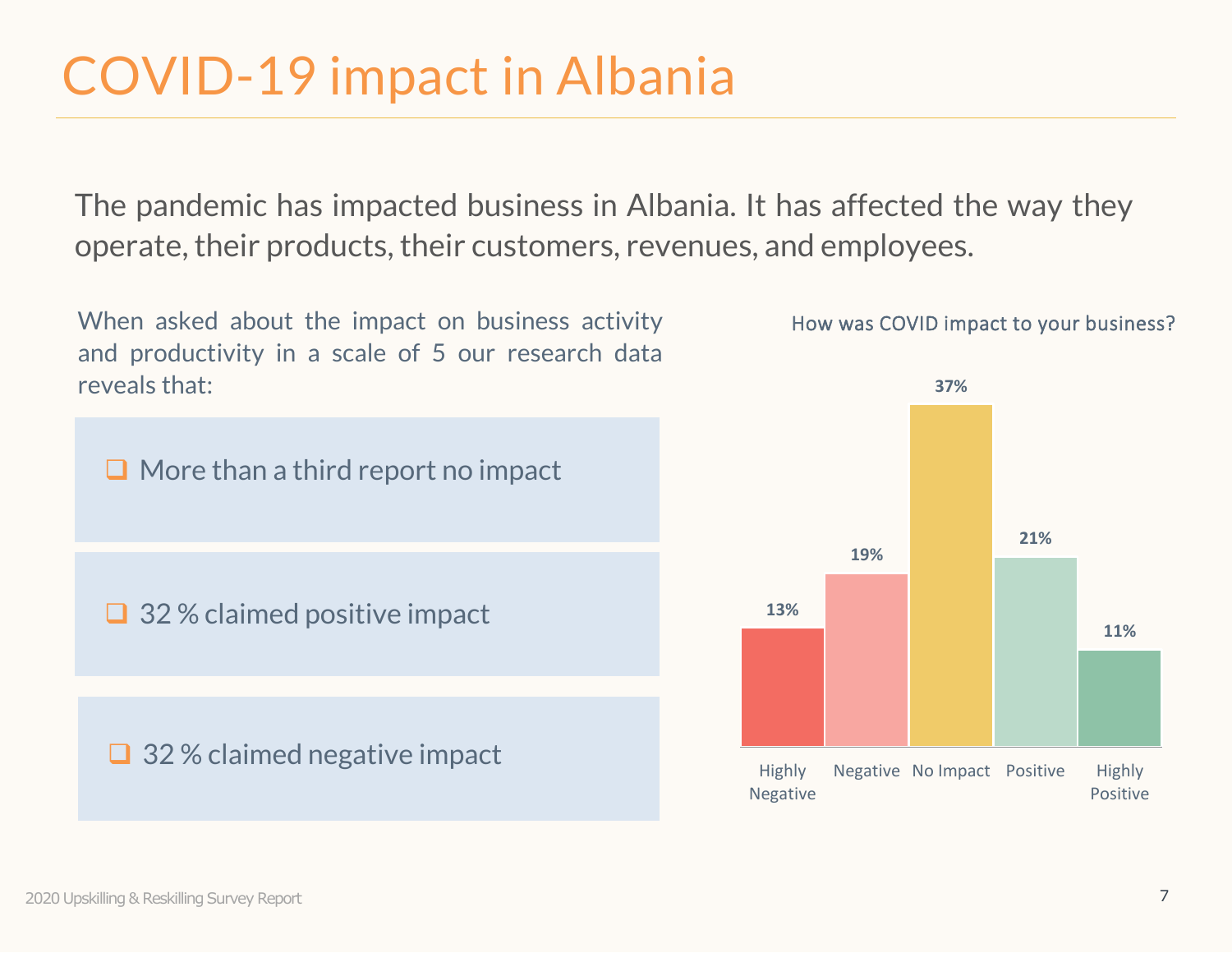# COVID-19 impact in Albania

The pandemic has impacted business in Albania. It has affected the way they operate, their products, their customers, revenues, and employees.

When asked about the impact on business activity and productivity in a scale of 5 our research data reveals that:

- More than a third report no impact
- 32 % claimed positive impact
- 32 % claimed negative impact

How was COVID impact to your business?

| Highly Negative | Negative | No Impact | Positive | Highly Positive |
| --- | --- | --- | --- | --- |
| 13% | 19% | 37% | 21% | 11% |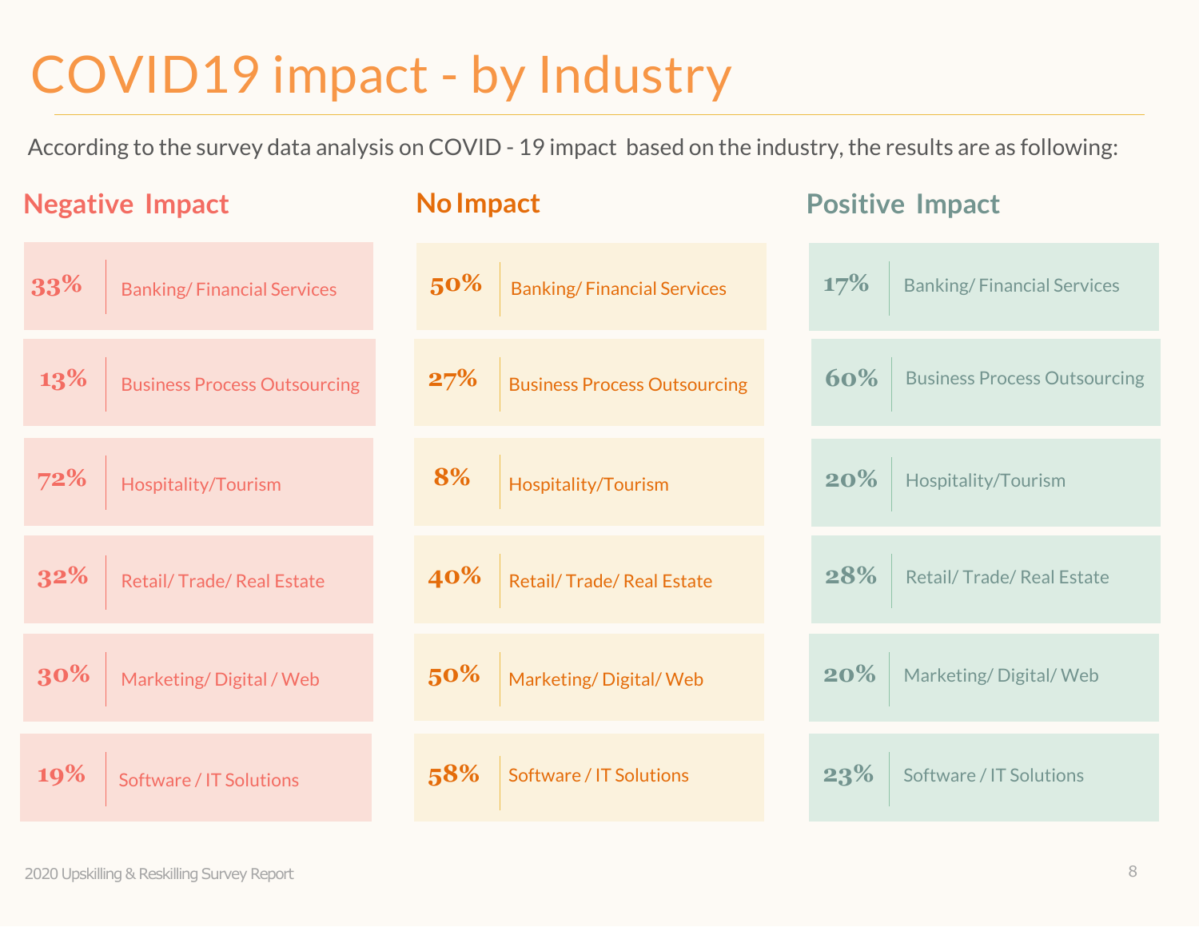# COVID19 impact - by Industry

According to the survey data analysis on COVID - 19 impact based on the industry, the results are as following:

## Negative Impact

| | |
|---|---|
| 33% | Banking/ Financial Services |
| 13% | Business Process Outsourcing |
| 72% | Hospitality/Tourism |
| 32% | Retail/ Trade/ Real Estate |
| 30% | Marketing/ Digital / Web |
| 19% | Software / IT Solutions |

## No Impact

| | |
|---|---|
| 50% | Banking/ Financial Services |
| 27% | Business Process Outsourcing |
| 8% | Hospitality/Tourism |
| 40% | Retail/ Trade/ Real Estate |
| 50% | Marketing/ Digital/ Web |
| 58% | Software / IT Solutions |

## Positive Impact

| | |
|---|---|
| 17% | Banking/ Financial Services |
| 60% | Business Process Outsourcing |
| 20% | Hospitality/Tourism |
| 28% | Retail/ Trade/ Real Estate |
| 20% | Marketing/ Digital/ Web |
| 23% | Software / IT Solutions |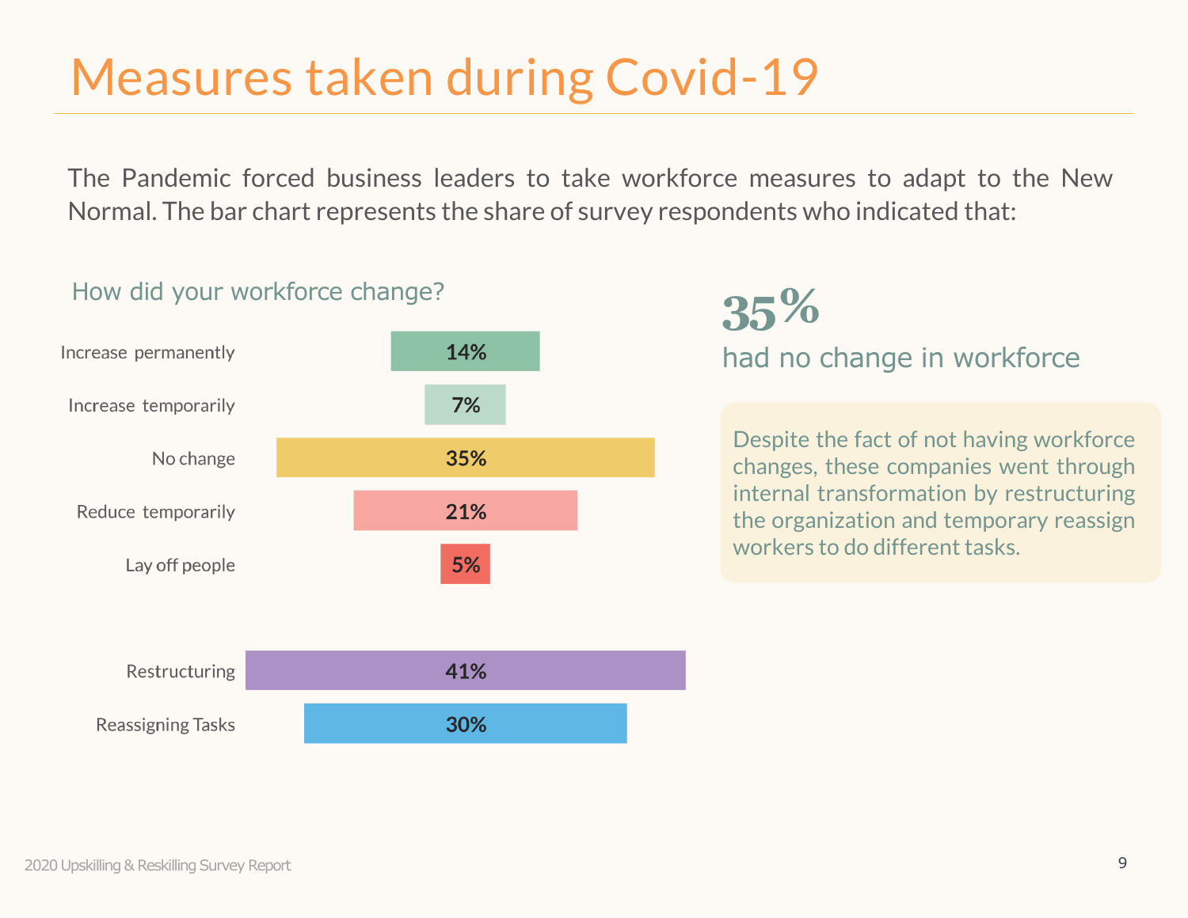# Measures taken during Covid-19

The Pandemic forced business leaders to take workforce measures to adapt to the New Normal. The bar chart represents the share of survey respondents who indicated that:

### How did your workforce change?

| Measure | Share |
| --- | --- |
| Increase permanently | 14% |
| Increase temporarily | 7% |
| No change | 35% |
| Reduce temporarily | 21% |
| Lay off people | 5% |
| Restructuring | 41% |
| Reassigning Tasks | 30% |

**35%**

had no change in workforce

Despite the fact of not having workforce changes, these companies went through internal transformation by restructuring the organization and temporary reassign workers to do different tasks.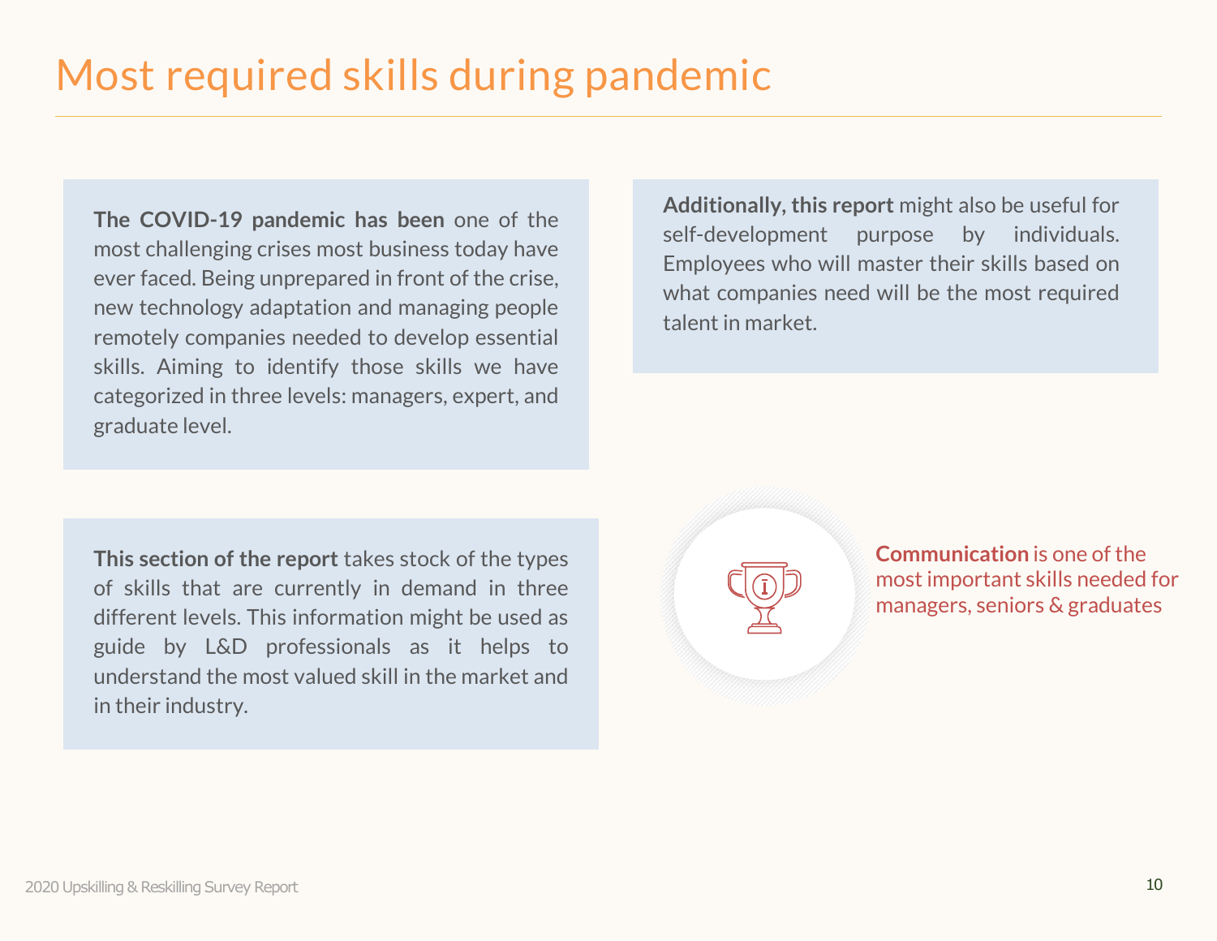# Most required skills during pandemic

**The COVID-19 pandemic has been** one of the most challenging crises most business today have ever faced. Being unprepared in front of the crise, new technology adaptation and managing people remotely companies needed to develop essential skills. Aiming to identify those skills we have categorized in three levels: managers, expert, and graduate level.

**Additionally, this report** might also be useful for self-development purpose by individuals. Employees who will master their skills based on what companies need will be the most required talent in market.

**This section of the report** takes stock of the types of skills that are currently in demand in three different levels. This information might be used as guide by L&D professionals as it helps to understand the most valued skill in the market and in their industry.

**Communication** is one of the most important skills needed for managers, seniors & graduates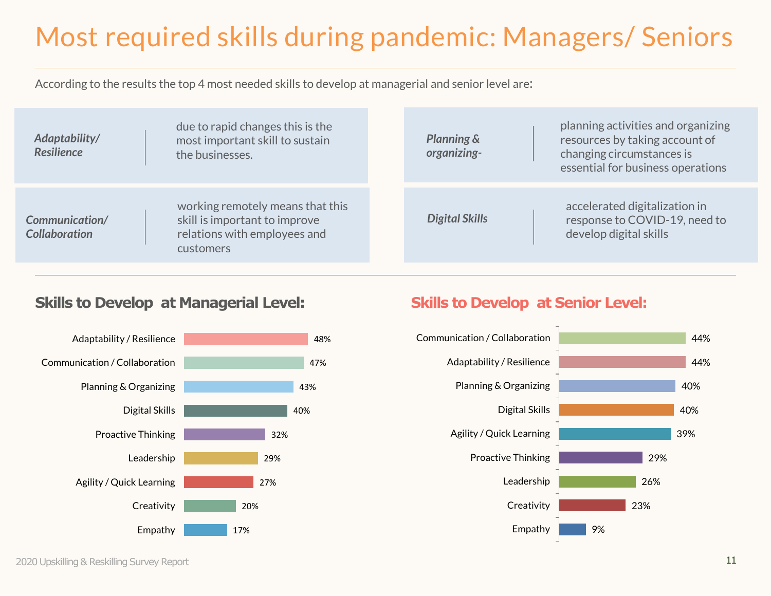# Most required skills during pandemic: Managers/ Seniors

According to the results the top 4 most needed skills to develop at managerial and senior level are:

| Skill | Description |
|---|---|
| *Adaptability/ Resilience* | due to rapid changes this is the most important skill to sustain the businesses. |
| *Planning & organizing-* | planning activities and organizing resources by taking account of changing circumstances is essential for business operations |
| *Communication/ Collaboration* | working remotely means that this skill is important to improve relations with employees and customers |
| *Digital Skills* | accelerated digitalization in response to COVID-19, need to develop digital skills |

## Skills to Develop at Managerial Level:

| Skill | % |
|---|---|
| Adaptability / Resilience | 48% |
| Communication / Collaboration | 47% |
| Planning & Organizing | 43% |
| Digital Skills | 40% |
| Proactive Thinking | 32% |
| Leadership | 29% |
| Agility / Quick Learning | 27% |
| Creativity | 20% |
| Empathy | 17% |

## Skills to Develop at Senior Level:

| Skill | % |
|---|---|
| Communication / Collaboration | 44% |
| Adaptability / Resilience | 44% |
| Planning & Organizing | 40% |
| Digital Skills | 40% |
| Agility / Quick Learning | 39% |
| Proactive Thinking | 29% |
| Leadership | 26% |
| Creativity | 23% |
| Empathy | 9% |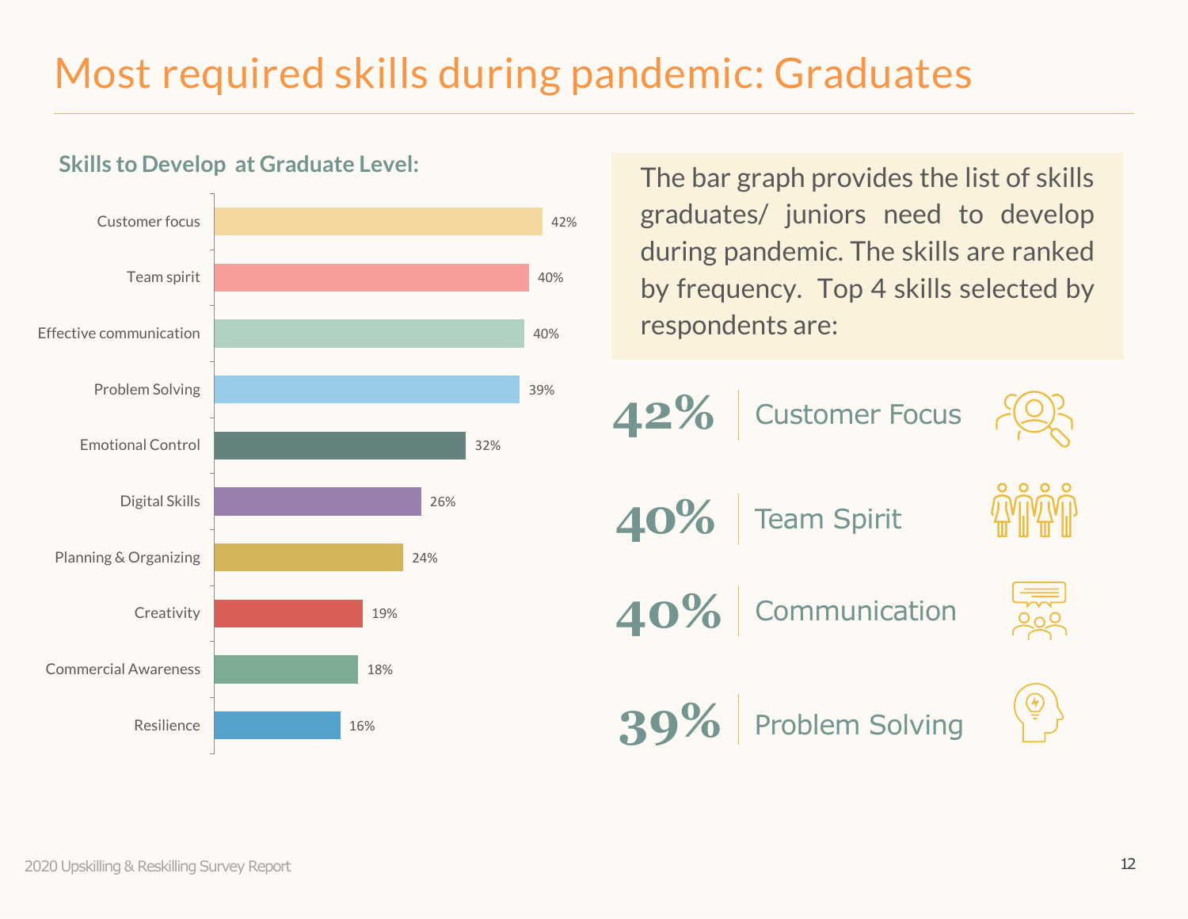# Most required skills during pandemic: Graduates

**Skills to Develop at Graduate Level:**

| Skill | Percentage |
|---|---|
| Customer focus | 42% |
| Team spirit | 40% |
| Effective communication | 40% |
| Problem Solving | 39% |
| Emotional Control | 32% |
| Digital Skills | 26% |
| Planning & Organizing | 24% |
| Creativity | 19% |
| Commercial Awareness | 18% |
| Resilience | 16% |

The bar graph provides the list of skills graduates/ juniors need to develop during pandemic. The skills are ranked by frequency. Top 4 skills selected by respondents are:

- **42%** Customer Focus
- **40%** Team Spirit
- **40%** Communication
- **39%** Problem Solving

2020 Upskilling & Reskilling Survey Report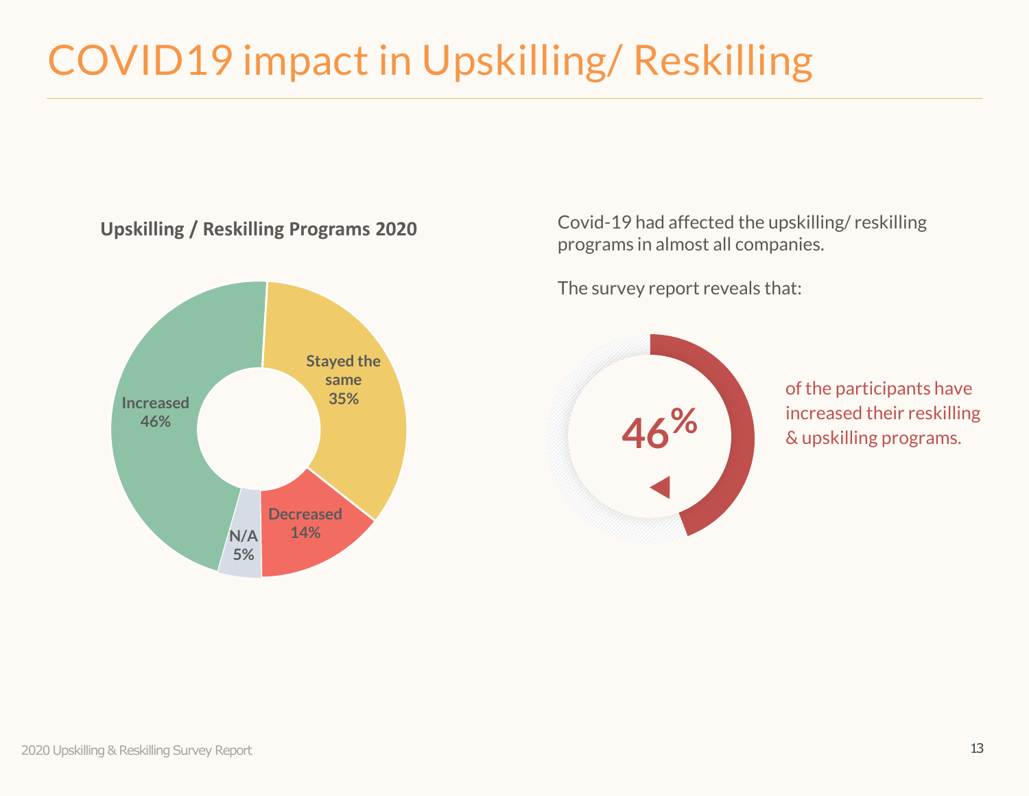# COVID19 impact in Upskilling/ Reskilling

**Upskilling / Reskilling Programs 2020**

| Category | Percentage |
|---|---|
| Increased | 46% |
| Stayed the same | 35% |
| Decreased | 14% |
| N/A | 5% |

Covid-19 had affected the upskilling/ reskilling programs in almost all companies.

The survey report reveals that:

**46%** of the participants have increased their reskilling & upskilling programs.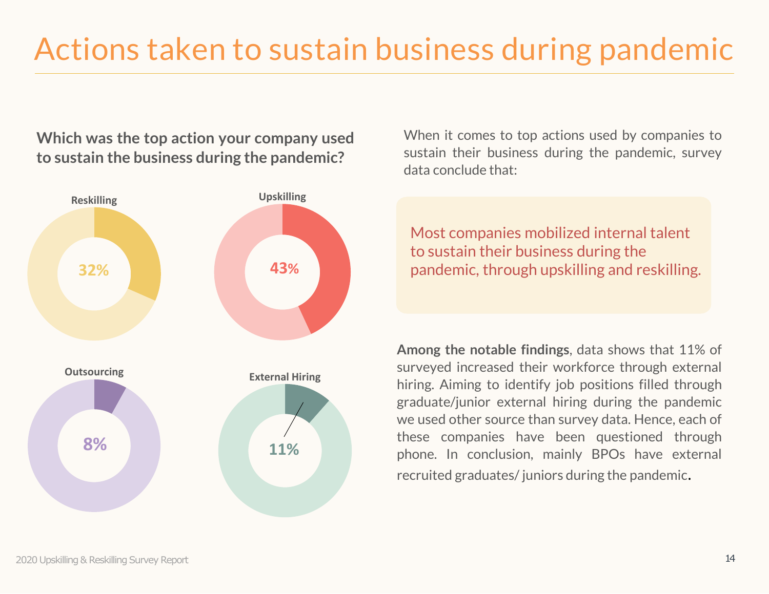# Actions taken to sustain business during pandemic

**Which was the top action your company used to sustain the business during the pandemic?**

Reskilling: 32%

Upskilling: 43%

Outsourcing: 8%

External Hiring: 11%

When it comes to top actions used by companies to sustain their business during the pandemic, survey data conclude that:

> Most companies mobilized internal talent to sustain their business during the pandemic, through upskilling and reskilling.

**Among the notable findings**, data shows that 11% of surveyed increased their workforce through external hiring. Aiming to identify job positions filled through graduate/junior external hiring during the pandemic we used other source than survey data. Hence, each of these companies have been questioned through phone. In conclusion, mainly BPOs have external recruited graduates/ juniors during the pandemic.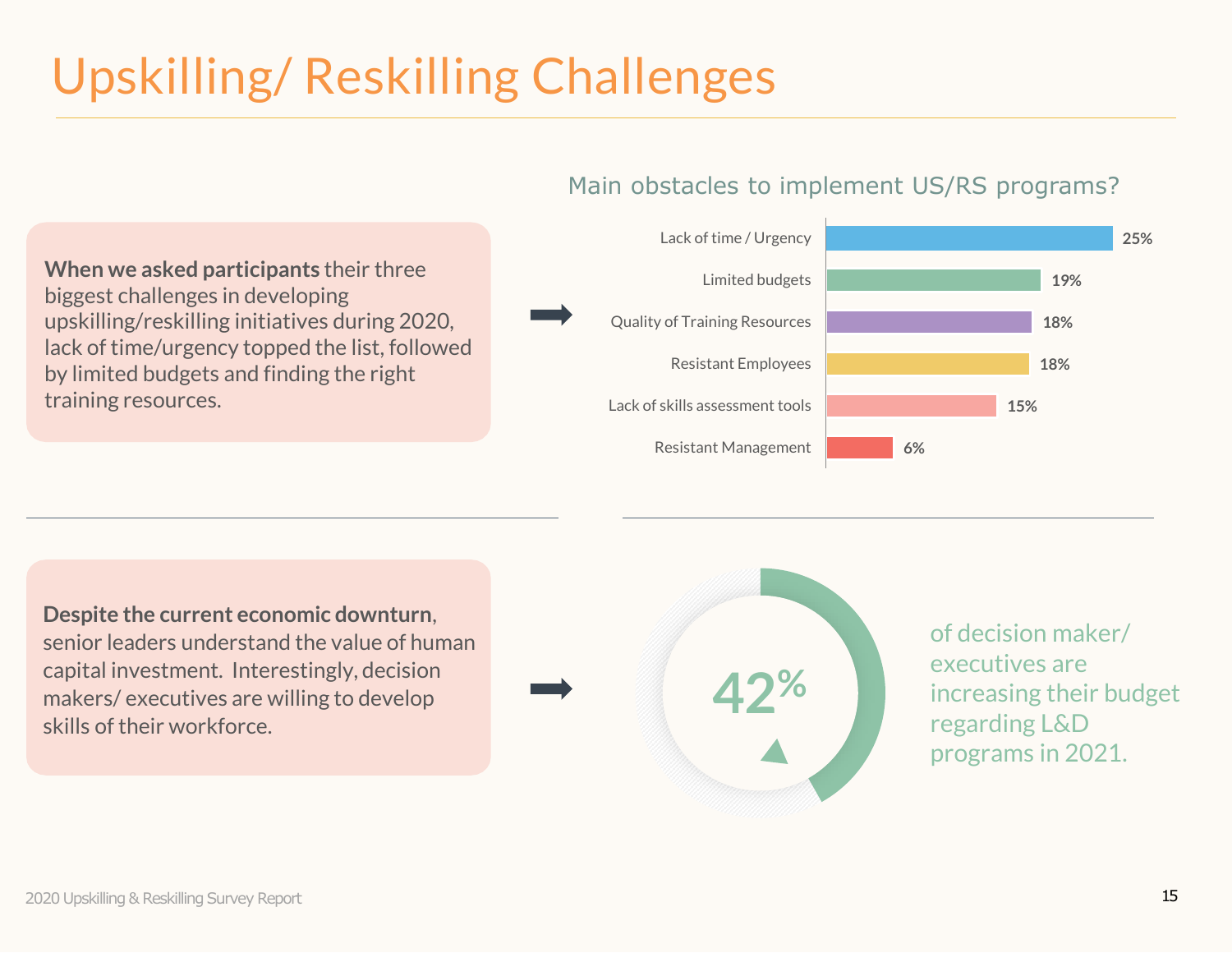# Upskilling/ Reskilling Challenges

**When we asked participants** their three biggest challenges in developing upskilling/reskilling initiatives during 2020, lack of time/urgency topped the list, followed by limited budgets and finding the right training resources.

### Main obstacles to implement US/RS programs?

| Obstacle | % |
| --- | --- |
| Lack of time / Urgency | 25% |
| Limited budgets | 19% |
| Quality of Training Resources | 18% |
| Resistant Employees | 18% |
| Lack of skills assessment tools | 15% |
| Resistant Management | 6% |

**Despite the current economic downturn**, senior leaders understand the value of human capital investment. Interestingly, decision makers/ executives are willing to develop skills of their workforce.

**42%** of decision maker/ executives are increasing their budget regarding L&D programs in 2021.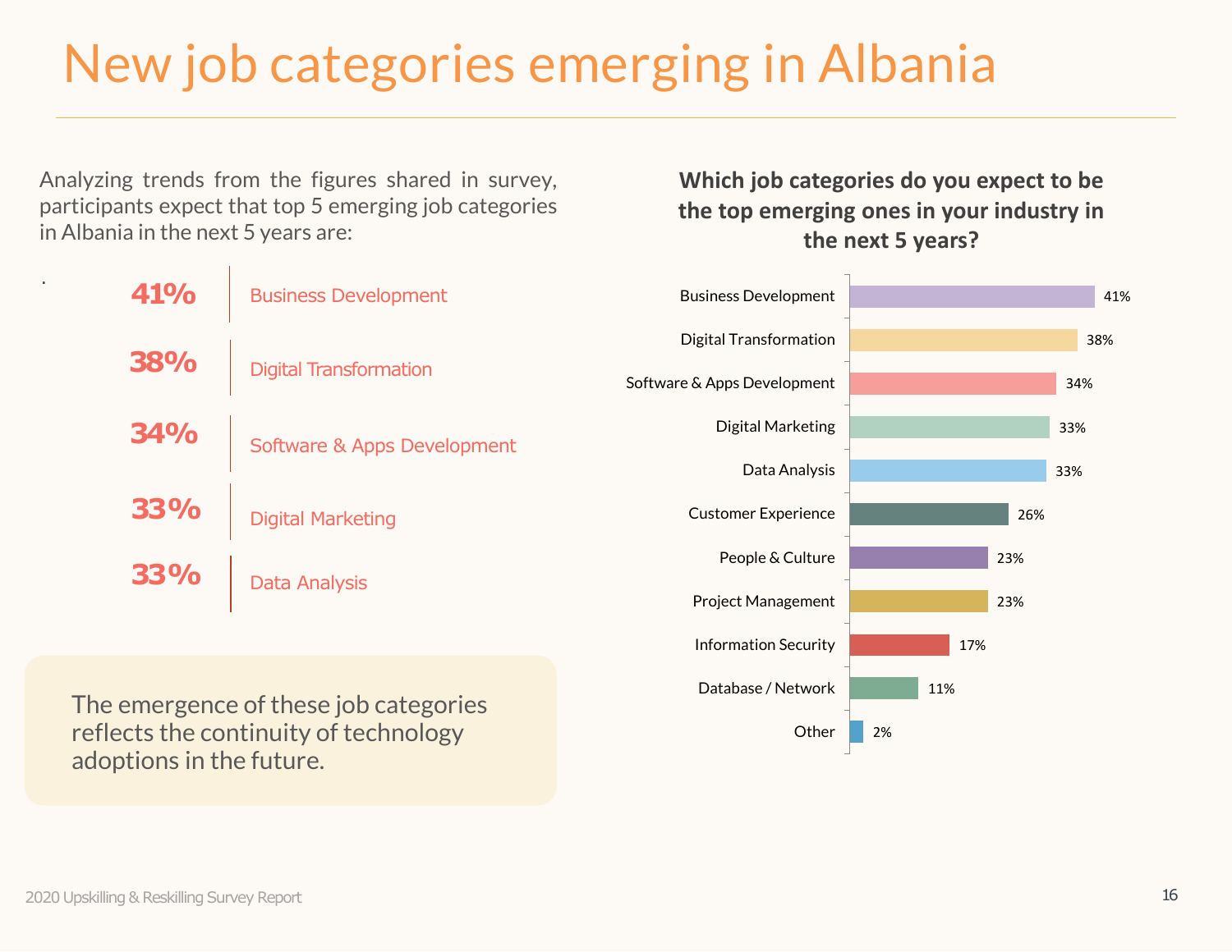# New job categories emerging in Albania

Analyzing trends from the figures shared in survey, participants expect that top 5 emerging job categories in Albania in the next 5 years are:

| | |
|---|---|
| **41%** | Business Development |
| **38%** | Digital Transformation |
| **34%** | Software & Apps Development |
| **33%** | Digital Marketing |
| **33%** | Data Analysis |

The emergence of these job categories reflects the continuity of technology adoptions in the future.

**Which job categories do you expect to be the top emerging ones in your industry in the next 5 years?**

| Job category | % |
|---|---|
| Business Development | 41% |
| Digital Transformation | 38% |
| Software & Apps Development | 34% |
| Digital Marketing | 33% |
| Data Analysis | 33% |
| Customer Experience | 26% |
| People & Culture | 23% |
| Project Management | 23% |
| Information Security | 17% |
| Database / Network | 11% |
| Other | 2% |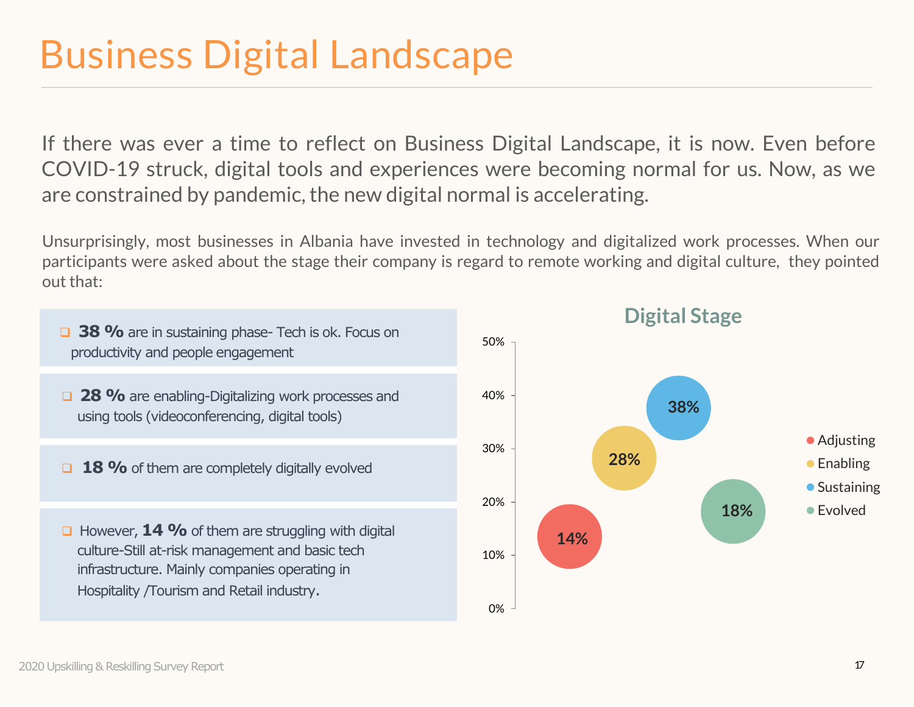# Business Digital Landscape

If there was ever a time to reflect on Business Digital Landscape, it is now. Even before COVID-19 struck, digital tools and experiences were becoming normal for us. Now, as we are constrained by pandemic, the new digital normal is accelerating.

Unsurprisingly, most businesses in Albania have invested in technology and digitalized work processes. When our participants were asked about the stage their company is regard to remote working and digital culture, they pointed out that:

- **38 %** are in sustaining phase- Tech is ok. Focus on productivity and people engagement
- **28 %** are enabling-Digitalizing work processes and using tools (videoconferencing, digital tools)
- **18 %** of them are completely digitally evolved
- However, **14 %** of them are struggling with digital culture-Still at-risk management and basic tech infrastructure. Mainly companies operating in Hospitality /Tourism and Retail industry.

**Digital Stage**

| Stage | Percentage |
|---|---|
| Adjusting | 14% |
| Enabling | 28% |
| Sustaining | 38% |
| Evolved | 18% |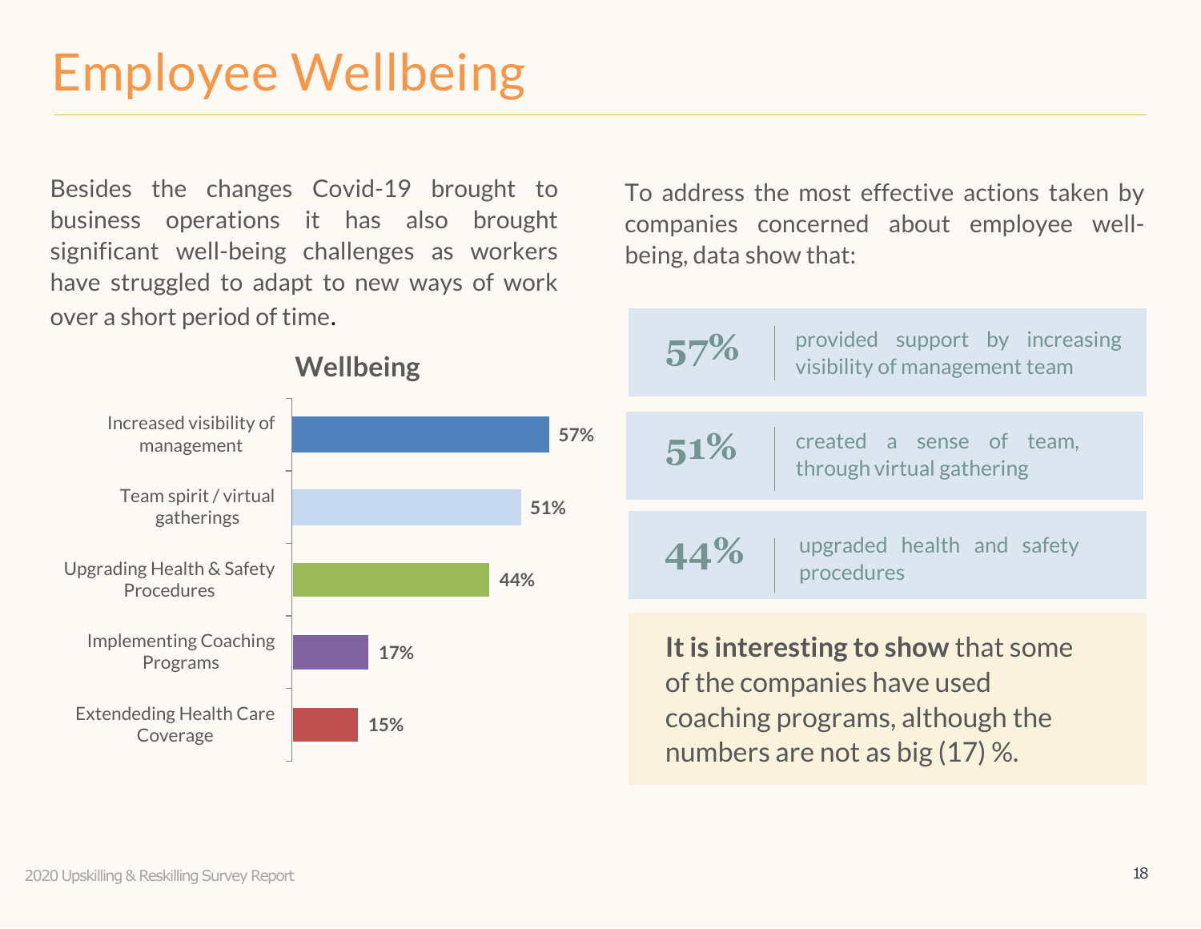# Employee Wellbeing

Besides the changes Covid-19 brought to business operations it has also brought significant well-being challenges as workers have struggled to adapt to new ways of work over a short period of time.

**Wellbeing**

| Action | Percentage |
|---|---|
| Increased visibility of management | 57% |
| Team spirit / virtual gatherings | 51% |
| Upgrading Health & Safety Procedures | 44% |
| Implementing Coaching Programs | 17% |
| Extendeding Health Care Coverage | 15% |

To address the most effective actions taken by companies concerned about employee well-being, data show that:

**57%** provided support by increasing visibility of management team

**51%** created a sense of team, through virtual gathering

**44%** upgraded health and safety procedures

**It is interesting to show** that some of the companies have used coaching programs, although the numbers are not as big (17) %.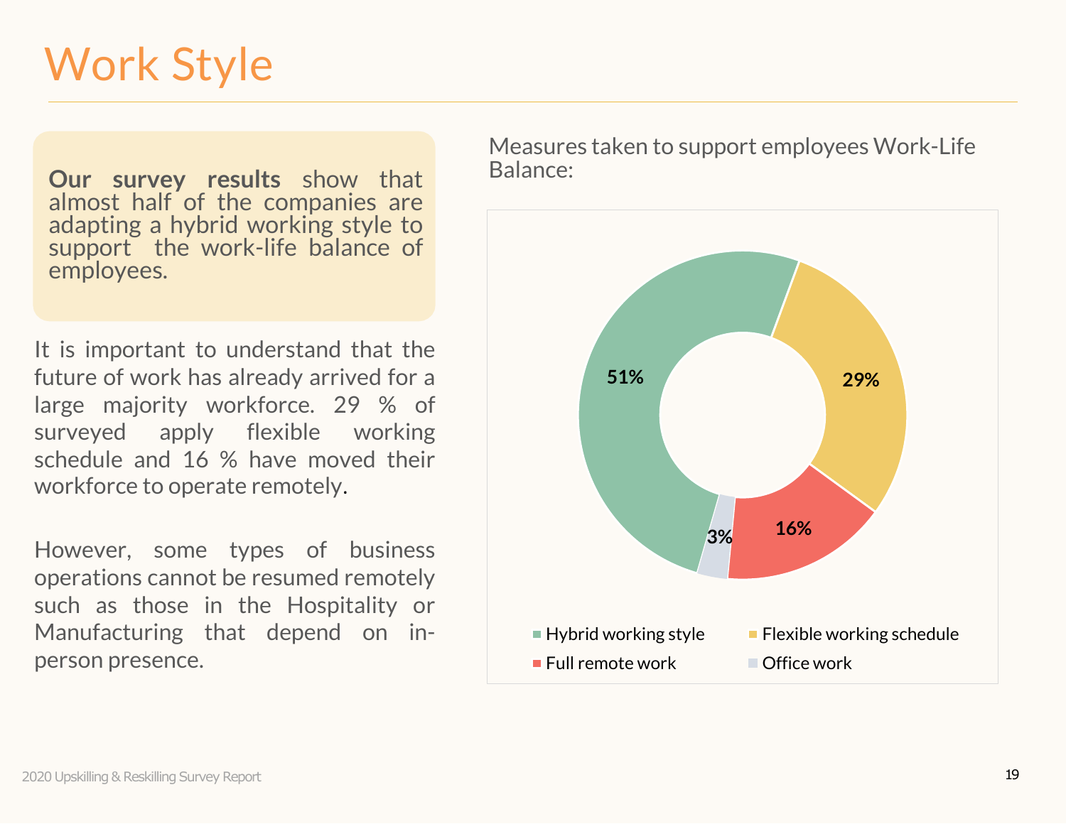# Work Style

**Our survey results** show that almost half of the companies are adapting a hybrid working style to support the work-life balance of employees.

It is important to understand that the future of work has already arrived for a large majority workforce. 29 % of surveyed apply flexible working schedule and 16 % have moved their workforce to operate remotely.

However, some types of business operations cannot be resumed remotely such as those in the Hospitality or Manufacturing that depend on in-person presence.

Measures taken to support employees Work-Life Balance:

| Measure | Share |
|---|---|
| Hybrid working style | 51% |
| Flexible working schedule | 29% |
| Full remote work | 16% |
| Office work | 3% |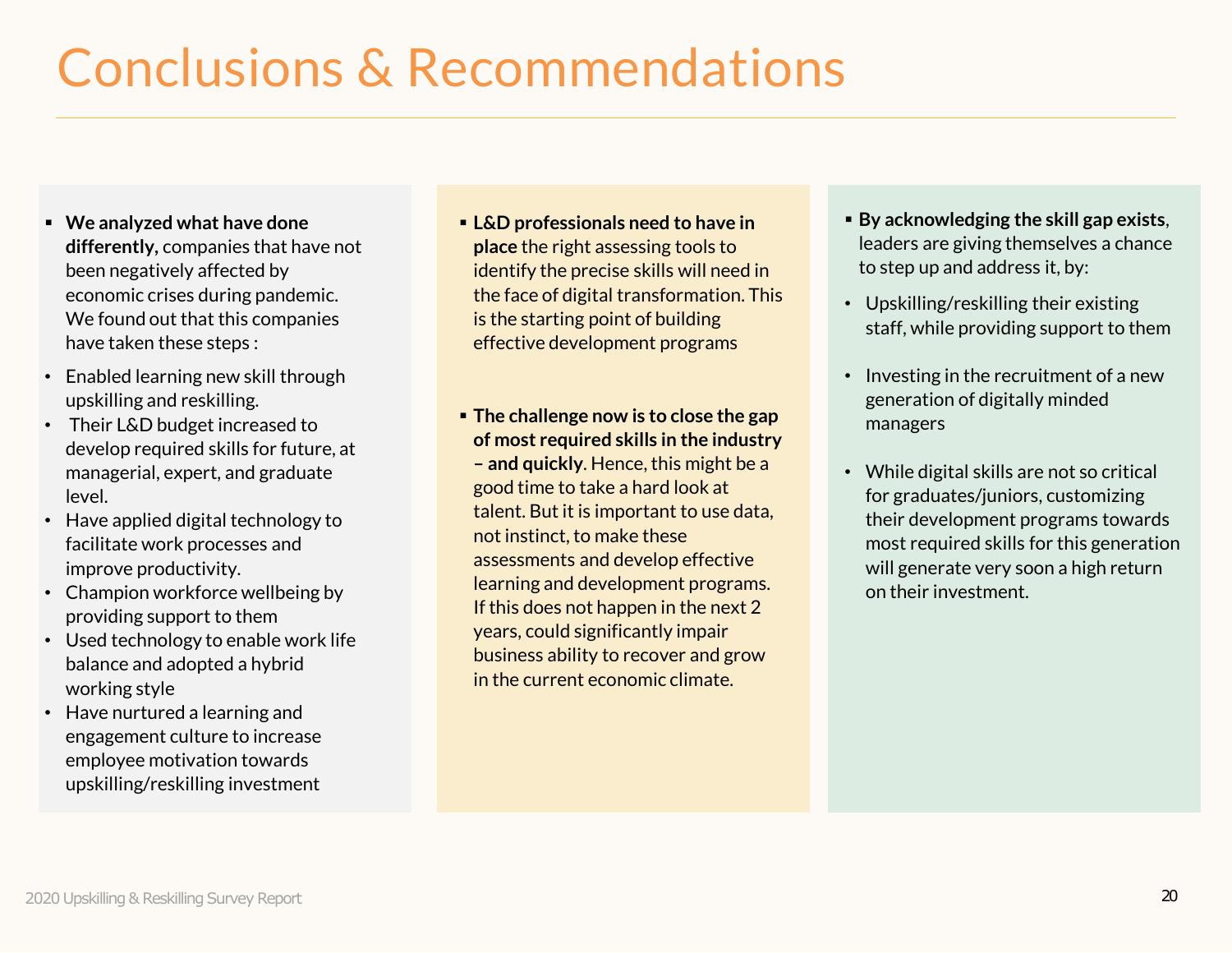# Conclusions & Recommendations

- **We analyzed what have done differently,** companies that have not been negatively affected by economic crises during pandemic. We found out that this companies have taken these steps :
  - Enabled learning new skill through upskilling and reskilling.
  - Their L&D budget increased to develop required skills for future, at managerial, expert, and graduate level.
  - Have applied digital technology to facilitate work processes and improve productivity.
  - Champion workforce wellbeing by providing support to them
  - Used technology to enable work life balance and adopted a hybrid working style
  - Have nurtured a learning and engagement culture to increase employee motivation towards upskilling/reskilling investment

- **L&D professionals need to have in place** the right assessing tools to identify the precise skills will need in the face of digital transformation. This is the starting point of building effective development programs

- **The challenge now is to close the gap of most required skills in the industry – and quickly**. Hence, this might be a good time to take a hard look at talent. But it is important to use data, not instinct, to make these assessments and develop effective learning and development programs. If this does not happen in the next 2 years, could significantly impair business ability to recover and grow in the current economic climate.

- **By acknowledging the skill gap exists**, leaders are giving themselves a chance to step up and address it, by:
  - Upskilling/reskilling their existing staff, while providing support to them
  - Investing in the recruitment of a new generation of digitally minded managers
  - While digital skills are not so critical for graduates/juniors, customizing their development programs towards most required skills for this generation will generate very soon a high return on their investment.